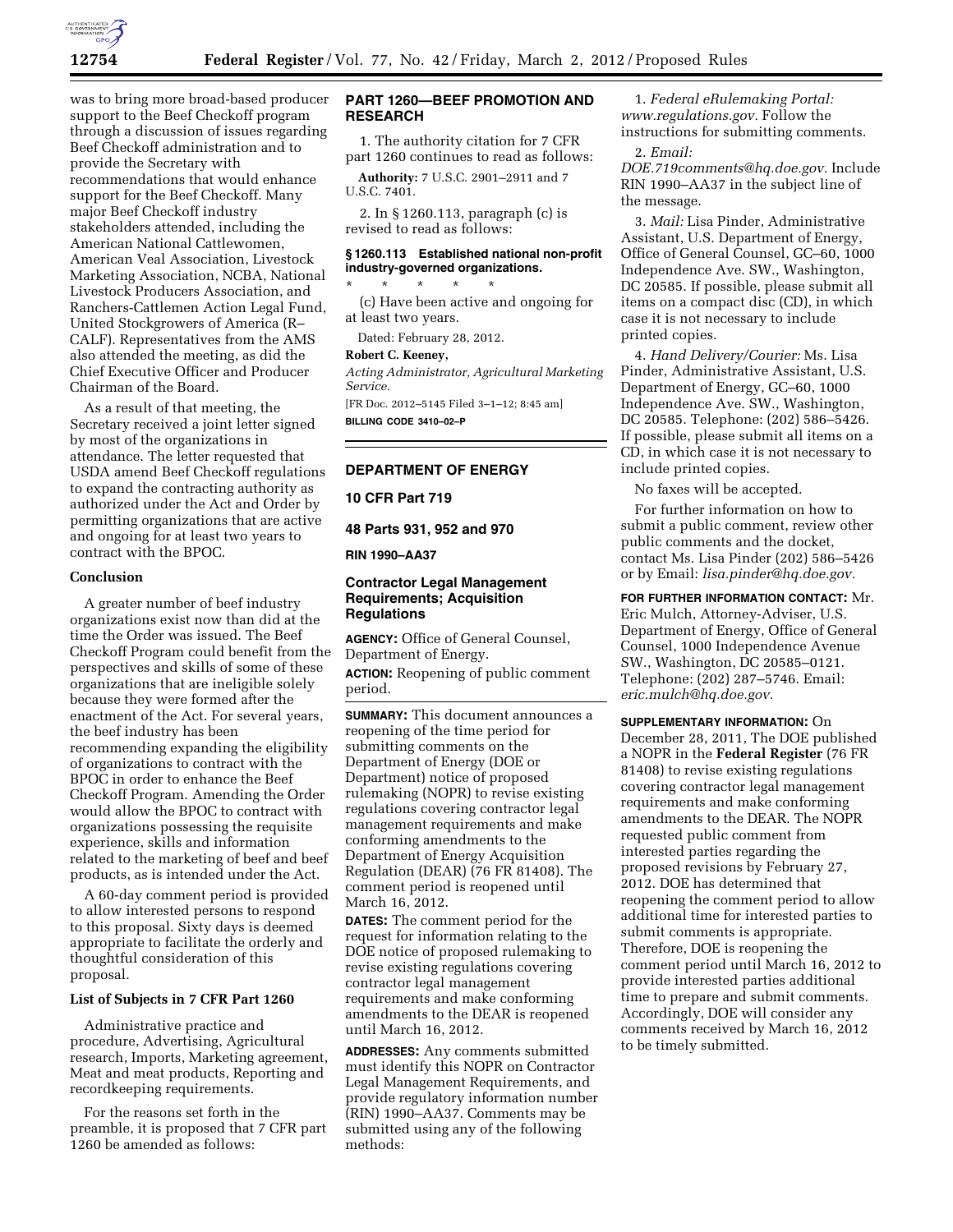was to bring more broad-based producer support to the Beef Checkoff program through a discussion of issues regarding Beef Checkoff administration and to provide the Secretary with recommendations that would enhance support for the Beef Checkoff. Many major Beef Checkoff industry stakeholders attended, including the American National Cattlewomen, American Veal Association, Livestock Marketing Association, NCBA, National Livestock Producers Association, and Ranchers-Cattlemen Action Legal Fund, United Stockgrowers of America (R–CALF). Representatives from the AMS also attended the meeting, as did the Chief Executive Officer and Producer Chairman of the Board.

As a result of that meeting, the Secretary received a joint letter signed by most of the organizations in attendance. The letter requested that USDA amend Beef Checkoff regulations to expand the contracting authority as authorized under the Act and Order by permitting organizations that are active and ongoing for at least two years to contract with the BPOC.

### Conclusion

A greater number of beef industry organizations exist now than did at the time the Order was issued. The Beef Checkoff Program could benefit from the perspectives and skills of some of these organizations that are ineligible solely because they were formed after the enactment of the Act. For several years, the beef industry has been recommending expanding the eligibility of organizations to contract with the BPOC in order to enhance the Beef Checkoff Program. Amending the Order would allow the BPOC to contract with organizations possessing the requisite experience, skills and information related to the marketing of beef and beef products, as is intended under the Act.

A 60-day comment period is provided to allow interested persons to respond to this proposal. Sixty days is deemed appropriate to facilitate the orderly and thoughtful consideration of this proposal.

### List of Subjects in 7 CFR Part 1260

Administrative practice and procedure, Advertising, Agricultural research, Imports, Marketing agreement, Meat and meat products, Reporting and recordkeeping requirements.

For the reasons set forth in the preamble, it is proposed that 7 CFR part 1260 be amended as follows:

## PART 1260—BEEF PROMOTION AND RESEARCH

1. The authority citation for 7 CFR part 1260 continues to read as follows:

**Authority:** 7 U.S.C. 2901–2911 and 7 U.S.C. 7401.

2. In § 1260.113, paragraph (c) is revised to read as follows:

**§ 1260.113 Established national non-profit industry-governed organizations.**

\* \* \* \* \*

(c) Have been active and ongoing for at least two years.

Dated: February 28, 2012.

**Robert C. Keeney,**

*Acting Administrator, Agricultural Marketing Service.*

[FR Doc. 2012–5145 Filed 3–1–12; 8:45 am]

**BILLING CODE 3410–02–P**

---

## DEPARTMENT OF ENERGY

### 10 CFR Part 719

### 48 Parts 931, 952 and 970

### RIN 1990–AA37

## Contractor Legal Management Requirements; Acquisition Regulations

**AGENCY:** Office of General Counsel, Department of Energy.

**ACTION:** Reopening of public comment period.

**SUMMARY:** This document announces a reopening of the time period for submitting comments on the Department of Energy (DOE or Department) notice of proposed rulemaking (NOPR) to revise existing regulations covering contractor legal management requirements and make conforming amendments to the Department of Energy Acquisition Regulation (DEAR) (76 FR 81408). The comment period is reopened until March 16, 2012.

**DATES:** The comment period for the request for information relating to the DOE notice of proposed rulemaking to revise existing regulations covering contractor legal management requirements and make conforming amendments to the DEAR is reopened until March 16, 2012.

**ADDRESSES:** Any comments submitted must identify this NOPR on Contractor Legal Management Requirements, and provide regulatory information number (RIN) 1990–AA37. Comments may be submitted using any of the following methods:

1. *Federal eRulemaking Portal: www.regulations.gov.* Follow the instructions for submitting comments.

2. *Email: DOE.719comments@hq.doe.gov.* Include RIN 1990–AA37 in the subject line of the message.

3. *Mail:* Lisa Pinder, Administrative Assistant, U.S. Department of Energy, Office of General Counsel, GC–60, 1000 Independence Ave. SW., Washington, DC 20585. If possible, please submit all items on a compact disc (CD), in which case it is not necessary to include printed copies.

4. *Hand Delivery/Courier:* Ms. Lisa Pinder, Administrative Assistant, U.S. Department of Energy, GC–60, 1000 Independence Ave. SW., Washington, DC 20585. Telephone: (202) 586–5426. If possible, please submit all items on a CD, in which case it is not necessary to include printed copies.

No faxes will be accepted.

For further information on how to submit a public comment, review other public comments and the docket, contact Ms. Lisa Pinder (202) 586–5426 or by Email: *lisa.pinder@hq.doe.gov.*

**FOR FURTHER INFORMATION CONTACT:** Mr. Eric Mulch, Attorney-Adviser, U.S. Department of Energy, Office of General Counsel, 1000 Independence Avenue SW., Washington, DC 20585–0121. Telephone: (202) 287–5746. Email: *eric.mulch@hq.doe.gov.*

**SUPPLEMENTARY INFORMATION:** On December 28, 2011, The DOE published a NOPR in the **Federal Register** (76 FR 81408) to revise existing regulations covering contractor legal management requirements and make conforming amendments to the DEAR. The NOPR requested public comment from interested parties regarding the proposed revisions by February 27, 2012. DOE has determined that reopening the comment period to allow additional time for interested parties to submit comments is appropriate. Therefore, DOE is reopening the comment period until March 16, 2012 to provide interested parties additional time to prepare and submit comments. Accordingly, DOE will consider any comments received by March 16, 2012 to be timely submitted.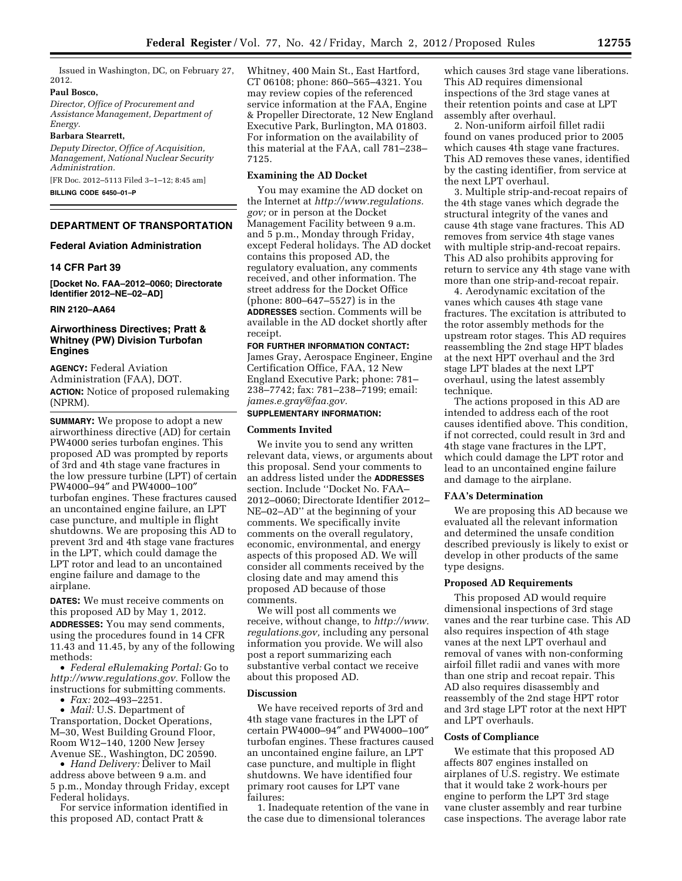Issued in Washington, DC, on February 27, 2012.

**Paul Bosco,**

*Director, Office of Procurement and Assistance Management, Department of Energy.*

**Barbara Stearrett,**

*Deputy Director, Office of Acquisition, Management, National Nuclear Security Administration.*

[FR Doc. 2012–5113 Filed 3–1–12; 8:45 am]

**BILLING CODE 6450–01–P**

---

## DEPARTMENT OF TRANSPORTATION

### Federal Aviation Administration

### 14 CFR Part 39

**[Docket No. FAA–2012–0060; Directorate Identifier 2012–NE–02–AD]**

**RIN 2120–AA64**

### Airworthiness Directives; Pratt & Whitney (PW) Division Turbofan Engines

**AGENCY:** Federal Aviation Administration (FAA), DOT.

**ACTION:** Notice of proposed rulemaking (NPRM).

**SUMMARY:** We propose to adopt a new airworthiness directive (AD) for certain PW4000 series turbofan engines. This proposed AD was prompted by reports of 3rd and 4th stage vane fractures in the low pressure turbine (LPT) of certain PW4000–94″ and PW4000–100″ turbofan engines. These fractures caused an uncontained engine failure, an LPT case puncture, and multiple in flight shutdowns. We are proposing this AD to prevent 3rd and 4th stage vane fractures in the LPT, which could damage the LPT rotor and lead to an uncontained engine failure and damage to the airplane.

**DATES:** We must receive comments on this proposed AD by May 1, 2012.

**ADDRESSES:** You may send comments, using the procedures found in 14 CFR 11.43 and 11.45, by any of the following methods:

- *Federal eRulemaking Portal:* Go to *http://www.regulations.gov.* Follow the instructions for submitting comments.
- *Fax:* 202–493–2251.
- *Mail:* U.S. Department of Transportation, Docket Operations, M–30, West Building Ground Floor, Room W12–140, 1200 New Jersey Avenue SE., Washington, DC 20590.
- *Hand Delivery:* Deliver to Mail address above between 9 a.m. and 5 p.m., Monday through Friday, except Federal holidays.

For service information identified in this proposed AD, contact Pratt & Whitney, 400 Main St., East Hartford, CT 06108; phone: 860–565–4321. You may review copies of the referenced service information at the FAA, Engine & Propeller Directorate, 12 New England Executive Park, Burlington, MA 01803. For information on the availability of this material at the FAA, call 781–238–7125.

#### Examining the AD Docket

You may examine the AD docket on the Internet at *http://www.regulations.gov;* or in person at the Docket Management Facility between 9 a.m. and 5 p.m., Monday through Friday, except Federal holidays. The AD docket contains this proposed AD, the regulatory evaluation, any comments received, and other information. The street address for the Docket Office (phone: 800–647–5527) is in the **ADDRESSES** section. Comments will be available in the AD docket shortly after receipt.

**FOR FURTHER INFORMATION CONTACT:** James Gray, Aerospace Engineer, Engine Certification Office, FAA, 12 New England Executive Park; phone: 781–238–7742; fax: 781–238–7199; email: *james.e.gray@faa.gov.*

**SUPPLEMENTARY INFORMATION:**

#### Comments Invited

We invite you to send any written relevant data, views, or arguments about this proposal. Send your comments to an address listed under the **ADDRESSES** section. Include ''Docket No. FAA–2012–0060; Directorate Identifier 2012–NE–02–AD'' at the beginning of your comments. We specifically invite comments on the overall regulatory, economic, environmental, and energy aspects of this proposed AD. We will consider all comments received by the closing date and may amend this proposed AD because of those comments.

We will post all comments we receive, without change, to *http://www.regulations.gov,* including any personal information you provide. We will also post a report summarizing each substantive verbal contact we receive about this proposed AD.

#### Discussion

We have received reports of 3rd and 4th stage vane fractures in the LPT of certain PW4000–94″ and PW4000–100″ turbofan engines. These fractures caused an uncontained engine failure, an LPT case puncture, and multiple in flight shutdowns. We have identified four primary root causes for LPT vane failures:

1. Inadequate retention of the vane in the case due to dimensional tolerances which causes 3rd stage vane liberations. This AD requires dimensional inspections of the 3rd stage vanes at their retention points and case at LPT assembly after overhaul.

2. Non-uniform airfoil fillet radii found on vanes produced prior to 2005 which causes 4th stage vane fractures. This AD removes these vanes, identified by the casting identifier, from service at the next LPT overhaul.

3. Multiple strip-and-recoat repairs of the 4th stage vanes which degrade the structural integrity of the vanes and cause 4th stage vane fractures. This AD removes from service 4th stage vanes with multiple strip-and-recoat repairs. This AD also prohibits approving for return to service any 4th stage vane with more than one strip-and-recoat repair.

4. Aerodynamic excitation of the vanes which causes 4th stage vane fractures. The excitation is attributed to the rotor assembly methods for the upstream rotor stages. This AD requires reassembling the 2nd stage HPT blades at the next HPT overhaul and the 3rd stage LPT blades at the next LPT overhaul, using the latest assembly technique.

The actions proposed in this AD are intended to address each of the root causes identified above. This condition, if not corrected, could result in 3rd and 4th stage vane fractures in the LPT, which could damage the LPT rotor and lead to an uncontained engine failure and damage to the airplane.

#### FAA's Determination

We are proposing this AD because we evaluated all the relevant information and determined the unsafe condition described previously is likely to exist or develop in other products of the same type designs.

#### Proposed AD Requirements

This proposed AD would require dimensional inspections of 3rd stage vanes and the rear turbine case. This AD also requires inspection of 4th stage vanes at the next LPT overhaul and removal of vanes with non-conforming airfoil fillet radii and vanes with more than one strip and recoat repair. This AD also requires disassembly and reassembly of the 2nd stage HPT rotor and 3rd stage LPT rotor at the next HPT and LPT overhauls.

#### Costs of Compliance

We estimate that this proposed AD affects 807 engines installed on airplanes of U.S. registry. We estimate that it would take 2 work-hours per engine to perform the LPT 3rd stage vane cluster assembly and rear turbine case inspections. The average labor rate